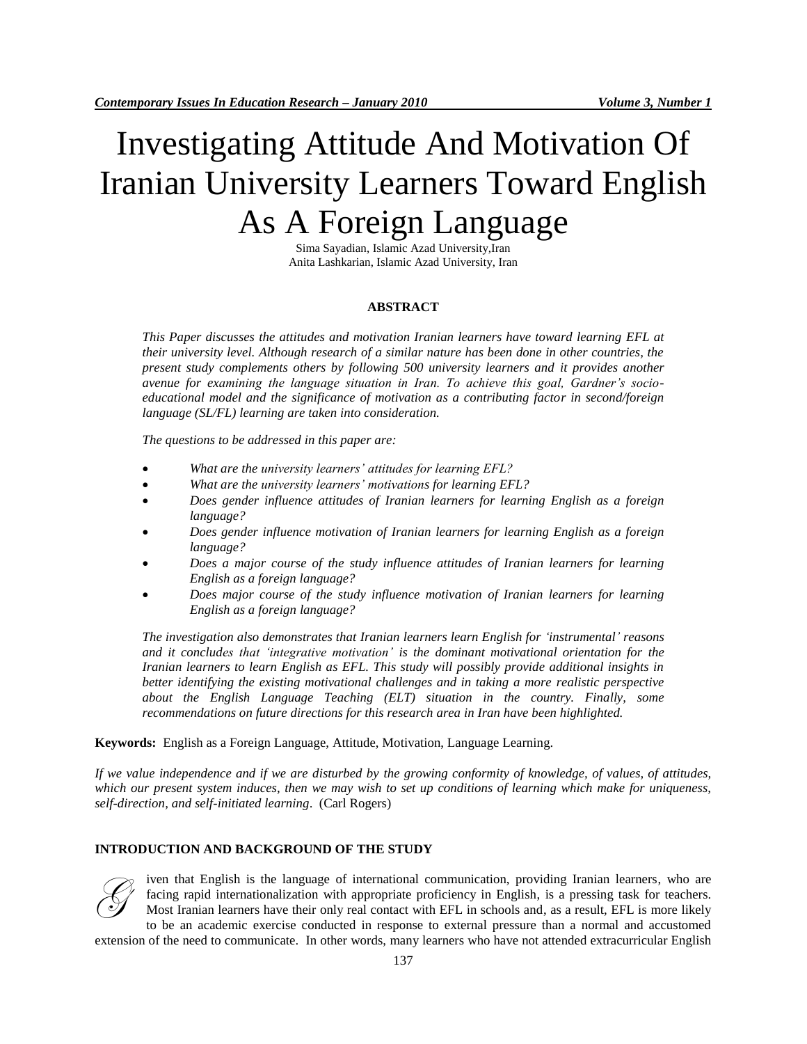# Investigating Attitude And Motivation Of Iranian University Learners Toward English As A Foreign Language

Sima Sayadian, Islamic Azad University,Iran
Anita Lashkarian, Islamic Azad University, Iran

## ABSTRACT

*This Paper discusses the attitudes and motivation Iranian learners have toward learning EFL at their university level. Although research of a similar nature has been done in other countries, the present study complements others by following 500 university learners and it provides another avenue for examining the language situation in Iran. To achieve this goal, Gardner's socio-educational model and the significance of motivation as a contributing factor in second/foreign language (SL/FL) learning are taken into consideration.*

*The questions to be addressed in this paper are:*

- *What are the university learners' attitudes for learning EFL?*
- *What are the university learners' motivations for learning EFL?*
- *Does gender influence attitudes of Iranian learners for learning English as a foreign language?*
- *Does gender influence motivation of Iranian learners for learning English as a foreign language?*
- *Does a major course of the study influence attitudes of Iranian learners for learning English as a foreign language?*
- *Does major course of the study influence motivation of Iranian learners for learning English as a foreign language?*

*The investigation also demonstrates that Iranian learners learn English for 'instrumental' reasons and it concludes that 'integrative motivation' is the dominant motivational orientation for the Iranian learners to learn English as EFL. This study will possibly provide additional insights in better identifying the existing motivational challenges and in taking a more realistic perspective about the English Language Teaching (ELT) situation in the country. Finally, some recommendations on future directions for this research area in Iran have been highlighted.*

**Keywords:** English as a Foreign Language, Attitude, Motivation, Language Learning.

*If we value independence and if we are disturbed by the growing conformity of knowledge, of values, of attitudes, which our present system induces, then we may wish to set up conditions of learning which make for uniqueness, self-direction, and self-initiated learning*. (Carl Rogers)

## INTRODUCTION AND BACKGROUND OF THE STUDY

Given that English is the language of international communication, providing Iranian learners, who are facing rapid internationalization with appropriate proficiency in English, is a pressing task for teachers. Most Iranian learners have their only real contact with EFL in schools and, as a result, EFL is more likely to be an academic exercise conducted in response to external pressure than a normal and accustomed extension of the need to communicate. In other words, many learners who have not attended extracurricular English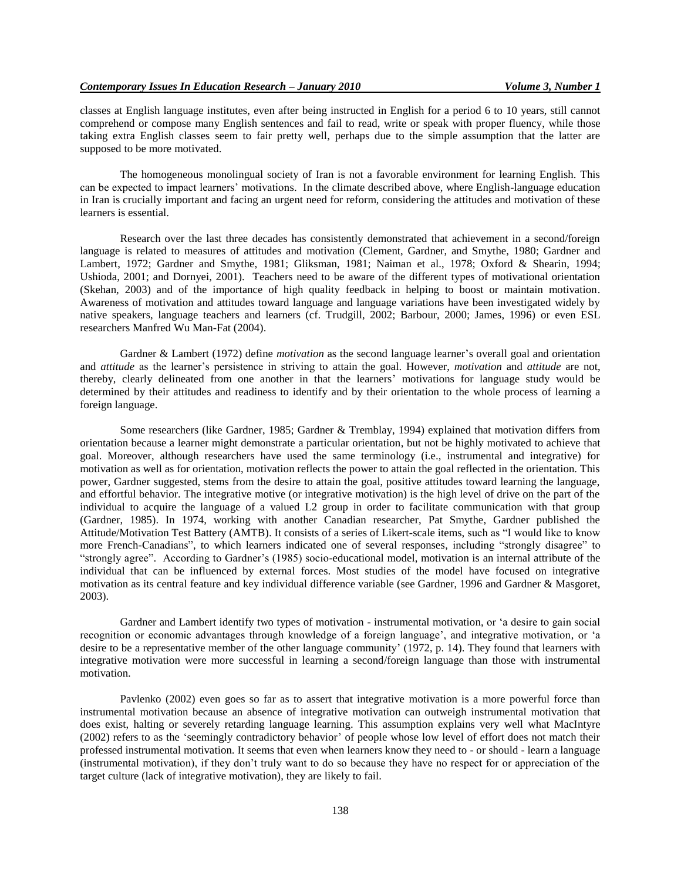classes at English language institutes, even after being instructed in English for a period 6 to 10 years, still cannot comprehend or compose many English sentences and fail to read, write or speak with proper fluency, while those taking extra English classes seem to fair pretty well, perhaps due to the simple assumption that the latter are supposed to be more motivated.

The homogeneous monolingual society of Iran is not a favorable environment for learning English. This can be expected to impact learners' motivations. In the climate described above, where English-language education in Iran is crucially important and facing an urgent need for reform, considering the attitudes and motivation of these learners is essential.

Research over the last three decades has consistently demonstrated that achievement in a second/foreign language is related to measures of attitudes and motivation (Clement, Gardner, and Smythe, 1980; Gardner and Lambert, 1972; Gardner and Smythe, 1981; Gliksman, 1981; Naiman et al., 1978; Oxford & Shearin, 1994; Ushioda, 2001; and Dornyei, 2001). Teachers need to be aware of the different types of motivational orientation (Skehan, 2003) and of the importance of high quality feedback in helping to boost or maintain motivation. Awareness of motivation and attitudes toward language and language variations have been investigated widely by native speakers, language teachers and learners (cf. Trudgill, 2002; Barbour, 2000; James, 1996) or even ESL researchers Manfred Wu Man-Fat (2004).

Gardner & Lambert (1972) define *motivation* as the second language learner's overall goal and orientation and *attitude* as the learner's persistence in striving to attain the goal. However, *motivation* and *attitude* are not, thereby, clearly delineated from one another in that the learners' motivations for language study would be determined by their attitudes and readiness to identify and by their orientation to the whole process of learning a foreign language.

Some researchers (like Gardner, 1985; Gardner & Tremblay, 1994) explained that motivation differs from orientation because a learner might demonstrate a particular orientation, but not be highly motivated to achieve that goal. Moreover, although researchers have used the same terminology (i.e., instrumental and integrative) for motivation as well as for orientation, motivation reflects the power to attain the goal reflected in the orientation. This power, Gardner suggested, stems from the desire to attain the goal, positive attitudes toward learning the language, and effortful behavior. The integrative motive (or integrative motivation) is the high level of drive on the part of the individual to acquire the language of a valued L2 group in order to facilitate communication with that group (Gardner, 1985). In 1974, working with another Canadian researcher, Pat Smythe, Gardner published the Attitude/Motivation Test Battery (AMTB). It consists of a series of Likert-scale items, such as "I would like to know more French-Canadians", to which learners indicated one of several responses, including "strongly disagree" to "strongly agree". According to Gardner's (1985) socio-educational model, motivation is an internal attribute of the individual that can be influenced by external forces. Most studies of the model have focused on integrative motivation as its central feature and key individual difference variable (see Gardner, 1996 and Gardner & Masgoret, 2003).

Gardner and Lambert identify two types of motivation - instrumental motivation, or 'a desire to gain social recognition or economic advantages through knowledge of a foreign language', and integrative motivation, or 'a desire to be a representative member of the other language community' (1972, p. 14). They found that learners with integrative motivation were more successful in learning a second/foreign language than those with instrumental motivation.

Pavlenko (2002) even goes so far as to assert that integrative motivation is a more powerful force than instrumental motivation because an absence of integrative motivation can outweigh instrumental motivation that does exist, halting or severely retarding language learning. This assumption explains very well what MacIntyre (2002) refers to as the 'seemingly contradictory behavior' of people whose low level of effort does not match their professed instrumental motivation. It seems that even when learners know they need to - or should - learn a language (instrumental motivation), if they don't truly want to do so because they have no respect for or appreciation of the target culture (lack of integrative motivation), they are likely to fail.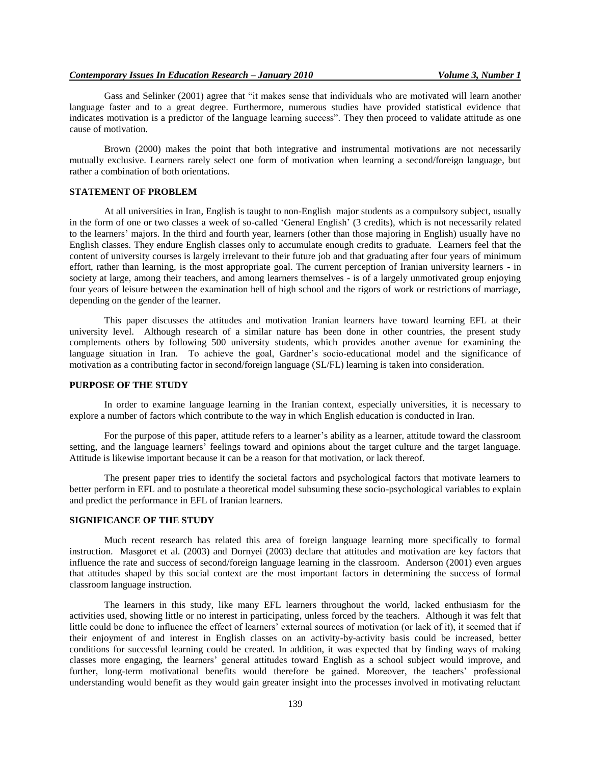Gass and Selinker (2001) agree that "it makes sense that individuals who are motivated will learn another language faster and to a great degree. Furthermore, numerous studies have provided statistical evidence that indicates motivation is a predictor of the language learning success". They then proceed to validate attitude as one cause of motivation.

Brown (2000) makes the point that both integrative and instrumental motivations are not necessarily mutually exclusive. Learners rarely select one form of motivation when learning a second/foreign language, but rather a combination of both orientations.

## STATEMENT OF PROBLEM

At all universities in Iran, English is taught to non-English major students as a compulsory subject, usually in the form of one or two classes a week of so-called 'General English' (3 credits), which is not necessarily related to the learners' majors. In the third and fourth year, learners (other than those majoring in English) usually have no English classes. They endure English classes only to accumulate enough credits to graduate. Learners feel that the content of university courses is largely irrelevant to their future job and that graduating after four years of minimum effort, rather than learning, is the most appropriate goal. The current perception of Iranian university learners - in society at large, among their teachers, and among learners themselves - is of a largely unmotivated group enjoying four years of leisure between the examination hell of high school and the rigors of work or restrictions of marriage, depending on the gender of the learner.

This paper discusses the attitudes and motivation Iranian learners have toward learning EFL at their university level. Although research of a similar nature has been done in other countries, the present study complements others by following 500 university students, which provides another avenue for examining the language situation in Iran. To achieve the goal, Gardner's socio-educational model and the significance of motivation as a contributing factor in second/foreign language (SL/FL) learning is taken into consideration.

## PURPOSE OF THE STUDY

In order to examine language learning in the Iranian context, especially universities, it is necessary to explore a number of factors which contribute to the way in which English education is conducted in Iran.

For the purpose of this paper, attitude refers to a learner's ability as a learner, attitude toward the classroom setting, and the language learners' feelings toward and opinions about the target culture and the target language. Attitude is likewise important because it can be a reason for that motivation, or lack thereof.

The present paper tries to identify the societal factors and psychological factors that motivate learners to better perform in EFL and to postulate a theoretical model subsuming these socio-psychological variables to explain and predict the performance in EFL of Iranian learners.

## SIGNIFICANCE OF THE STUDY

Much recent research has related this area of foreign language learning more specifically to formal instruction. Masgoret et al. (2003) and Dornyei (2003) declare that attitudes and motivation are key factors that influence the rate and success of second/foreign language learning in the classroom. Anderson (2001) even argues that attitudes shaped by this social context are the most important factors in determining the success of formal classroom language instruction.

The learners in this study, like many EFL learners throughout the world, lacked enthusiasm for the activities used, showing little or no interest in participating, unless forced by the teachers. Although it was felt that little could be done to influence the effect of learners' external sources of motivation (or lack of it), it seemed that if their enjoyment of and interest in English classes on an activity-by-activity basis could be increased, better conditions for successful learning could be created. In addition, it was expected that by finding ways of making classes more engaging, the learners' general attitudes toward English as a school subject would improve, and further, long-term motivational benefits would therefore be gained. Moreover, the teachers' professional understanding would benefit as they would gain greater insight into the processes involved in motivating reluctant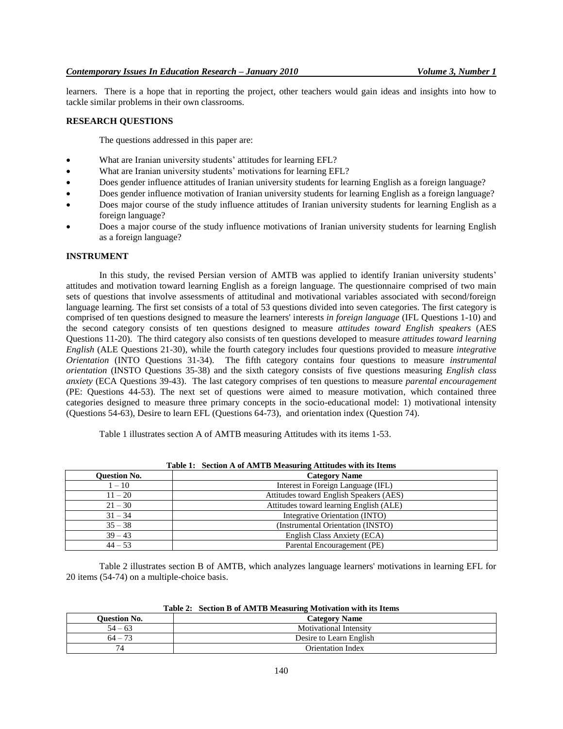learners. There is a hope that in reporting the project, other teachers would gain ideas and insights into how to tackle similar problems in their own classrooms.

## RESEARCH QUESTIONS

The questions addressed in this paper are:

- What are Iranian university students' attitudes for learning EFL?
- What are Iranian university students' motivations for learning EFL?
- Does gender influence attitudes of Iranian university students for learning English as a foreign language?
- Does gender influence motivation of Iranian university students for learning English as a foreign language?
- Does major course of the study influence attitudes of Iranian university students for learning English as a foreign language?
- Does a major course of the study influence motivations of Iranian university students for learning English as a foreign language?

## INSTRUMENT

In this study, the revised Persian version of AMTB was applied to identify Iranian university students' attitudes and motivation toward learning English as a foreign language. The questionnaire comprised of two main sets of questions that involve assessments of attitudinal and motivational variables associated with second/foreign language learning. The first set consists of a total of 53 questions divided into seven categories. The first category is comprised of ten questions designed to measure the learners' interests *in foreign language* (IFL Questions 1-10) and the second category consists of ten questions designed to measure *attitudes toward English speakers* (AES Questions 11-20). The third category also consists of ten questions developed to measure *attitudes toward learning English* (ALE Questions 21-30), while the fourth category includes four questions provided to measure *integrative Orientation* (INTO Questions 31-34). The fifth category contains four questions to measure *instrumental orientation* (INSTO Questions 35-38) and the sixth category consists of five questions measuring *English class anxiety* (ECA Questions 39-43). The last category comprises of ten questions to measure *parental encouragement* (PE: Questions 44-53). The next set of questions were aimed to measure motivation, which contained three categories designed to measure three primary concepts in the socio-educational model: 1) motivational intensity (Questions 54-63), Desire to learn EFL (Questions 64-73), and orientation index (Question 74).

Table 1 illustrates section A of AMTB measuring Attitudes with its items 1-53.

**Table 1: Section A of AMTB Measuring Attitudes with its Items**

| Question No. | Category Name |
|---|---|
| 1 – 10 | Interest in Foreign Language (IFL) |
| 11 – 20 | Attitudes toward English Speakers (AES) |
| 21 – 30 | Attitudes toward learning English (ALE) |
| 31 – 34 | Integrative Orientation (INTO) |
| 35 – 38 | (Instrumental Orientation (INSTO) |
| 39 – 43 | English Class Anxiety (ECA) |
| 44 – 53 | Parental Encouragement (PE) |

Table 2 illustrates section B of AMTB, which analyzes language learners' motivations in learning EFL for 20 items (54-74) on a multiple-choice basis.

**Table 2: Section B of AMTB Measuring Motivation with its Items**

| Question No. | Category Name |
|---|---|
| 54 – 63 | Motivational Intensity |
| 64 – 73 | Desire to Learn English |
| 74 | Orientation Index |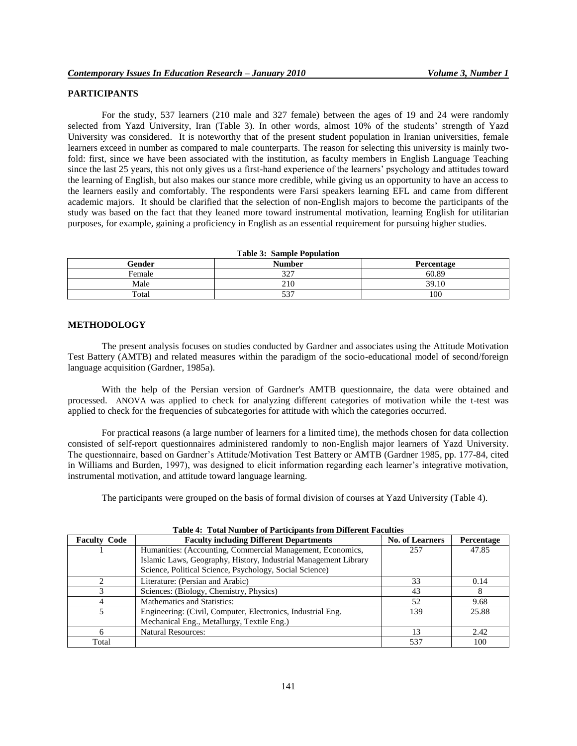## PARTICIPANTS

For the study, 537 learners (210 male and 327 female) between the ages of 19 and 24 were randomly selected from Yazd University, Iran (Table 3). In other words, almost 10% of the students' strength of Yazd University was considered. It is noteworthy that of the present student population in Iranian universities, female learners exceed in number as compared to male counterparts. The reason for selecting this university is mainly two-fold: first, since we have been associated with the institution, as faculty members in English Language Teaching since the last 25 years, this not only gives us a first-hand experience of the learners' psychology and attitudes toward the learning of English, but also makes our stance more credible, while giving us an opportunity to have an access to the learners easily and comfortably. The respondents were Farsi speakers learning EFL and came from different academic majors. It should be clarified that the selection of non-English majors to become the participants of the study was based on the fact that they leaned more toward instrumental motivation, learning English for utilitarian purposes, for example, gaining a proficiency in English as an essential requirement for pursuing higher studies.

**Table 3: Sample Population**

| Gender | Number | Percentage |
|---|---|---|
| Female | 327 | 60.89 |
| Male | 210 | 39.10 |
| Total | 537 | 100 |

## METHODOLOGY

The present analysis focuses on studies conducted by Gardner and associates using the Attitude Motivation Test Battery (AMTB) and related measures within the paradigm of the socio-educational model of second/foreign language acquisition (Gardner, 1985a).

With the help of the Persian version of Gardner's AMTB questionnaire, the data were obtained and processed. ANOVA was applied to check for analyzing different categories of motivation while the t-test was applied to check for the frequencies of subcategories for attitude with which the categories occurred.

For practical reasons (a large number of learners for a limited time), the methods chosen for data collection consisted of self-report questionnaires administered randomly to non-English major learners of Yazd University. The questionnaire, based on Gardner's Attitude/Motivation Test Battery or AMTB (Gardner 1985, pp. 177-84, cited in Williams and Burden, 1997), was designed to elicit information regarding each learner's integrative motivation, instrumental motivation, and attitude toward language learning.

The participants were grouped on the basis of formal division of courses at Yazd University (Table 4).

**Table 4: Total Number of Participants from Different Faculties**

| Faculty Code | Faculty including Different Departments | No. of Learners | Percentage |
|---|---|---|---|
| 1 | Humanities: (Accounting, Commercial Management, Economics, Islamic Laws, Geography, History, Industrial Management Library Science, Political Science, Psychology, Social Science) | 257 | 47.85 |
| 2 | Literature: (Persian and Arabic) | 33 | 0.14 |
| 3 | Sciences: (Biology, Chemistry, Physics) | 43 | 8 |
| 4 | Mathematics and Statistics: | 52 | 9.68 |
| 5 | Engineering: (Civil, Computer, Electronics, Industrial Eng. Mechanical Eng., Metallurgy, Textile Eng.) | 139 | 25.88 |
| 6 | Natural Resources: | 13 | 2.42 |
| Total | | 537 | 100 |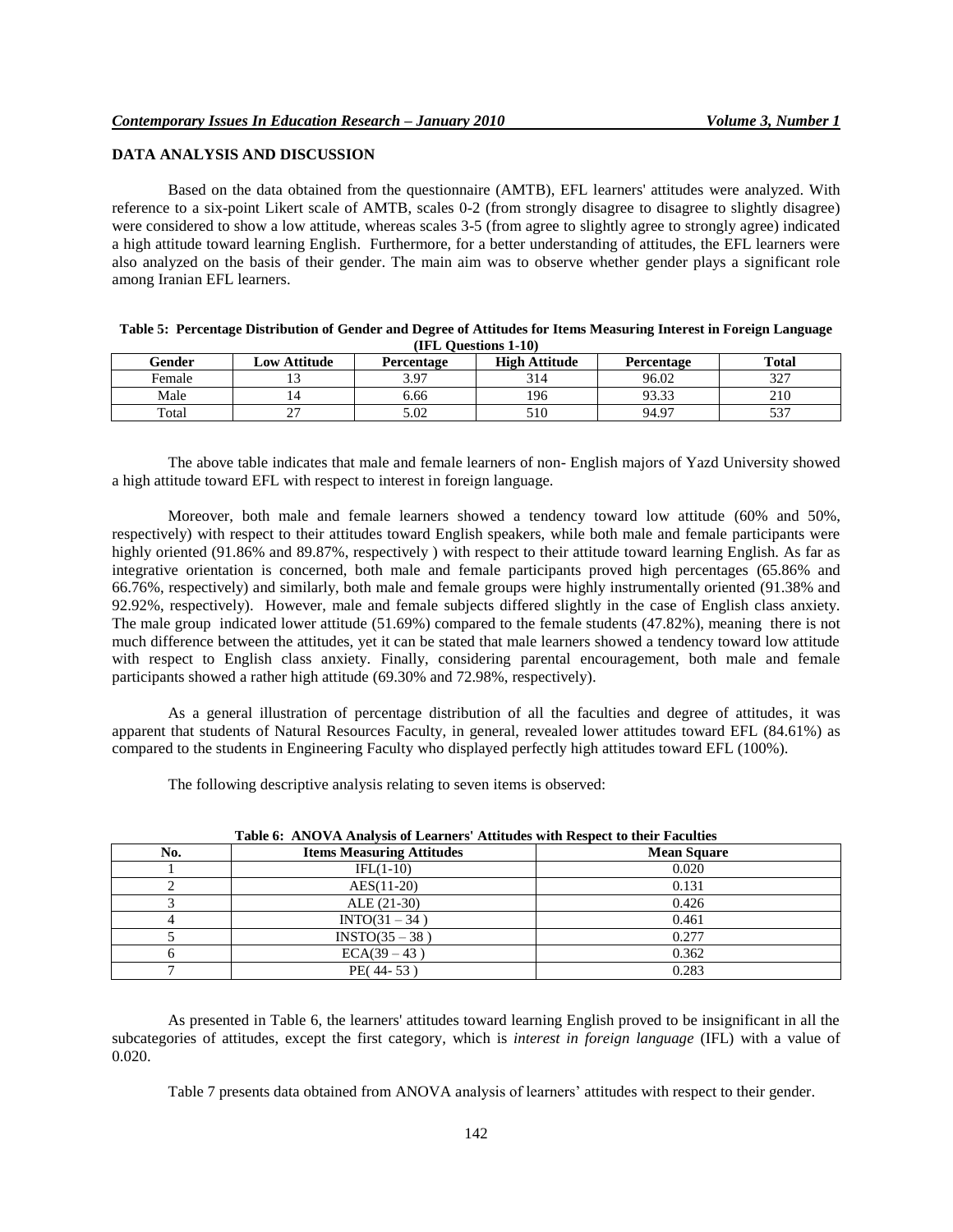## DATA ANALYSIS AND DISCUSSION

Based on the data obtained from the questionnaire (AMTB), EFL learners' attitudes were analyzed. With reference to a six-point Likert scale of AMTB, scales 0-2 (from strongly disagree to disagree to slightly disagree) were considered to show a low attitude, whereas scales 3-5 (from agree to slightly agree to strongly agree) indicated a high attitude toward learning English. Furthermore, for a better understanding of attitudes, the EFL learners were also analyzed on the basis of their gender. The main aim was to observe whether gender plays a significant role among Iranian EFL learners.

**Table 5: Percentage Distribution of Gender and Degree of Attitudes for Items Measuring Interest in Foreign Language (IFL Questions 1-10)**

| Gender | Low Attitude | Percentage | High Attitude | Percentage | Total |
|---|---|---|---|---|---|
| Female | 13 | 3.97 | 314 | 96.02 | 327 |
| Male | 14 | 6.66 | 196 | 93.33 | 210 |
| Total | 27 | 5.02 | 510 | 94.97 | 537 |

The above table indicates that male and female learners of non- English majors of Yazd University showed a high attitude toward EFL with respect to interest in foreign language.

Moreover, both male and female learners showed a tendency toward low attitude (60% and 50%, respectively) with respect to their attitudes toward English speakers, while both male and female participants were highly oriented (91.86% and 89.87%, respectively ) with respect to their attitude toward learning English. As far as integrative orientation is concerned, both male and female participants proved high percentages (65.86% and 66.76%, respectively) and similarly, both male and female groups were highly instrumentally oriented (91.38% and 92.92%, respectively). However, male and female subjects differed slightly in the case of English class anxiety. The male group indicated lower attitude (51.69%) compared to the female students (47.82%), meaning there is not much difference between the attitudes, yet it can be stated that male learners showed a tendency toward low attitude with respect to English class anxiety. Finally, considering parental encouragement, both male and female participants showed a rather high attitude (69.30% and 72.98%, respectively).

As a general illustration of percentage distribution of all the faculties and degree of attitudes, it was apparent that students of Natural Resources Faculty, in general, revealed lower attitudes toward EFL (84.61%) as compared to the students in Engineering Faculty who displayed perfectly high attitudes toward EFL (100%).

The following descriptive analysis relating to seven items is observed:

**Table 6: ANOVA Analysis of Learners' Attitudes with Respect to their Faculties**

| No. | Items Measuring Attitudes | Mean Square |
|---|---|---|
| 1 | IFL(1-10) | 0.020 |
| 2 | AES(11-20) | 0.131 |
| 3 | ALE (21-30) | 0.426 |
| 4 | INTO(31 – 34 ) | 0.461 |
| 5 | INSTO(35 – 38 ) | 0.277 |
| 6 | ECA(39 – 43 ) | 0.362 |
| 7 | PE( 44- 53 ) | 0.283 |

As presented in Table 6, the learners' attitudes toward learning English proved to be insignificant in all the subcategories of attitudes, except the first category, which is *interest in foreign language* (IFL) with a value of 0.020.

Table 7 presents data obtained from ANOVA analysis of learners’ attitudes with respect to their gender.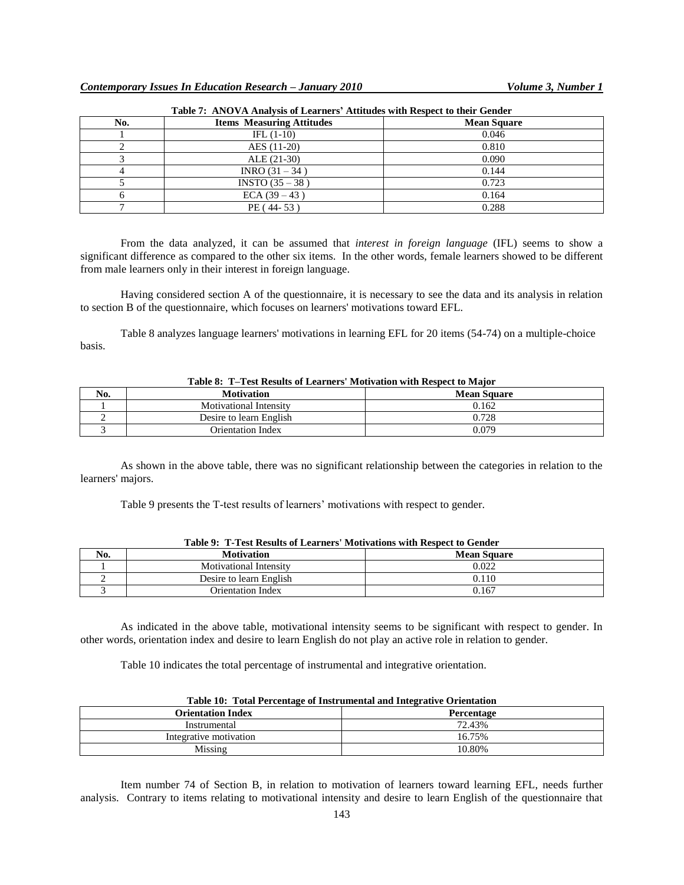**Table 7: ANOVA Analysis of Learners' Attitudes with Respect to their Gender**

| No. | Items Measuring Attitudes | Mean Square |
|---|---|---|
| 1 | IFL (1-10) | 0.046 |
| 2 | AES (11-20) | 0.810 |
| 3 | ALE (21-30) | 0.090 |
| 4 | INRO (31 – 34 ) | 0.144 |
| 5 | INSTO (35 – 38 ) | 0.723 |
| 6 | ECA (39 – 43 ) | 0.164 |
| 7 | PE ( 44- 53 ) | 0.288 |

From the data analyzed, it can be assumed that *interest in foreign language* (IFL) seems to show a significant difference as compared to the other six items. In the other words, female learners showed to be different from male learners only in their interest in foreign language.

Having considered section A of the questionnaire, it is necessary to see the data and its analysis in relation to section B of the questionnaire, which focuses on learners' motivations toward EFL.

Table 8 analyzes language learners' motivations in learning EFL for 20 items (54-74) on a multiple-choice basis.

**Table 8: T–Test Results of Learners' Motivation with Respect to Major**

| No. | Motivation | Mean Square |
|---|---|---|
| 1 | Motivational Intensity | 0.162 |
| 2 | Desire to learn English | 0.728 |
| 3 | Orientation Index | 0.079 |

As shown in the above table, there was no significant relationship between the categories in relation to the learners' majors.

Table 9 presents the T-test results of learners' motivations with respect to gender.

**Table 9: T-Test Results of Learners' Motivations with Respect to Gender**

| No. | Motivation | Mean Square |
|---|---|---|
| 1 | Motivational Intensity | 0.022 |
| 2 | Desire to learn English | 0.110 |
| 3 | Orientation Index | 0.167 |

As indicated in the above table, motivational intensity seems to be significant with respect to gender. In other words, orientation index and desire to learn English do not play an active role in relation to gender.

Table 10 indicates the total percentage of instrumental and integrative orientation.

**Table 10: Total Percentage of Instrumental and Integrative Orientation**

| Orientation Index | Percentage |
|---|---|
| Instrumental | 72.43% |
| Integrative motivation | 16.75% |
| Missing | 10.80% |

Item number 74 of Section B, in relation to motivation of learners toward learning EFL, needs further analysis. Contrary to items relating to motivational intensity and desire to learn English of the questionnaire that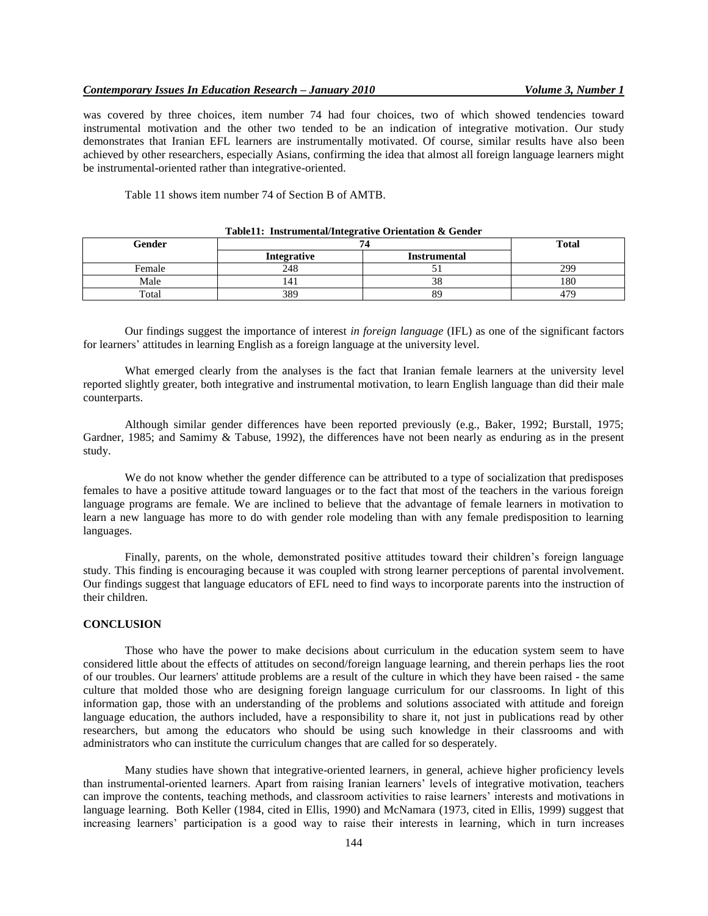was covered by three choices, item number 74 had four choices, two of which showed tendencies toward instrumental motivation and the other two tended to be an indication of integrative motivation. Our study demonstrates that Iranian EFL learners are instrumentally motivated. Of course, similar results have also been achieved by other researchers, especially Asians, confirming the idea that almost all foreign language learners might be instrumental-oriented rather than integrative-oriented.

Table 11 shows item number 74 of Section B of AMTB.

**Table11: Instrumental/Integrative Orientation & Gender**

| Gender | 74 | | Total |
|---|---|---|---|
| | Integrative | Instrumental | |
| Female | 248 | 51 | 299 |
| Male | 141 | 38 | 180 |
| Total | 389 | 89 | 479 |

Our findings suggest the importance of interest *in foreign language* (IFL) as one of the significant factors for learners' attitudes in learning English as a foreign language at the university level.

What emerged clearly from the analyses is the fact that Iranian female learners at the university level reported slightly greater, both integrative and instrumental motivation, to learn English language than did their male counterparts.

Although similar gender differences have been reported previously (e.g., Baker, 1992; Burstall, 1975; Gardner, 1985; and Samimy & Tabuse, 1992), the differences have not been nearly as enduring as in the present study.

We do not know whether the gender difference can be attributed to a type of socialization that predisposes females to have a positive attitude toward languages or to the fact that most of the teachers in the various foreign language programs are female. We are inclined to believe that the advantage of female learners in motivation to learn a new language has more to do with gender role modeling than with any female predisposition to learning languages.

Finally, parents, on the whole, demonstrated positive attitudes toward their children's foreign language study. This finding is encouraging because it was coupled with strong learner perceptions of parental involvement. Our findings suggest that language educators of EFL need to find ways to incorporate parents into the instruction of their children.

## CONCLUSION

Those who have the power to make decisions about curriculum in the education system seem to have considered little about the effects of attitudes on second/foreign language learning, and therein perhaps lies the root of our troubles. Our learners' attitude problems are a result of the culture in which they have been raised - the same culture that molded those who are designing foreign language curriculum for our classrooms. In light of this information gap, those with an understanding of the problems and solutions associated with attitude and foreign language education, the authors included, have a responsibility to share it, not just in publications read by other researchers, but among the educators who should be using such knowledge in their classrooms and with administrators who can institute the curriculum changes that are called for so desperately.

Many studies have shown that integrative-oriented learners, in general, achieve higher proficiency levels than instrumental-oriented learners. Apart from raising Iranian learners' levels of integrative motivation, teachers can improve the contents, teaching methods, and classroom activities to raise learners' interests and motivations in language learning. Both Keller (1984, cited in Ellis, 1990) and McNamara (1973, cited in Ellis, 1999) suggest that increasing learners' participation is a good way to raise their interests in learning, which in turn increases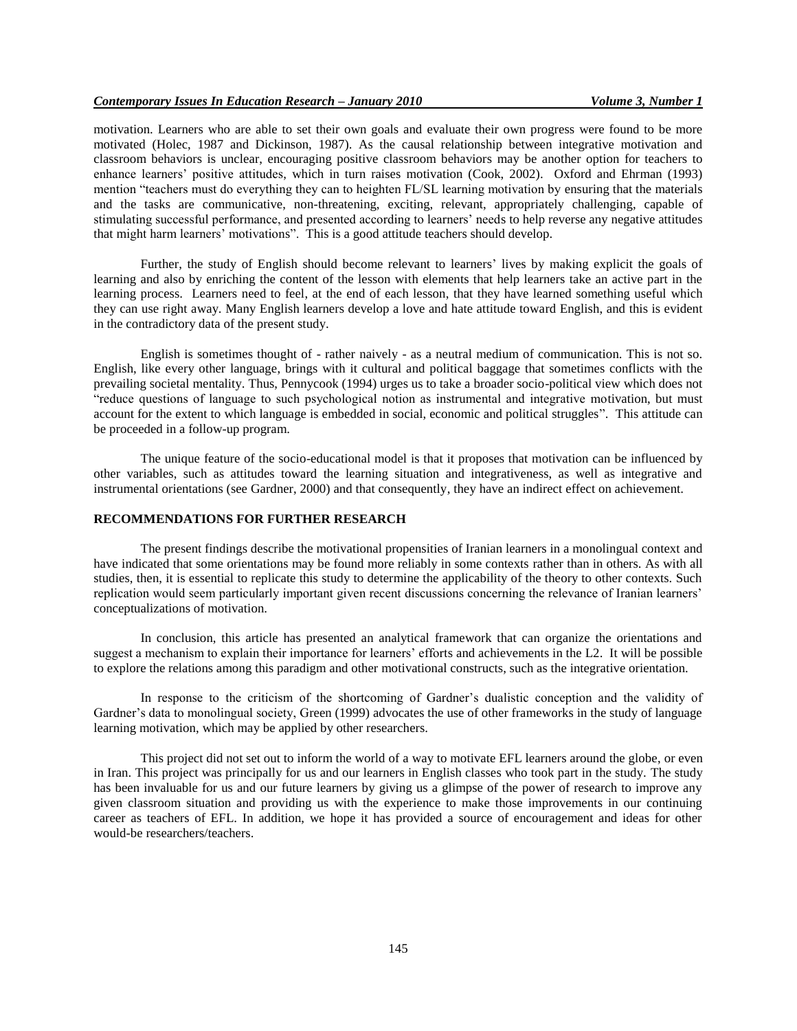motivation. Learners who are able to set their own goals and evaluate their own progress were found to be more motivated (Holec, 1987 and Dickinson, 1987). As the causal relationship between integrative motivation and classroom behaviors is unclear, encouraging positive classroom behaviors may be another option for teachers to enhance learners' positive attitudes, which in turn raises motivation (Cook, 2002). Oxford and Ehrman (1993) mention "teachers must do everything they can to heighten FL/SL learning motivation by ensuring that the materials and the tasks are communicative, non-threatening, exciting, relevant, appropriately challenging, capable of stimulating successful performance, and presented according to learners' needs to help reverse any negative attitudes that might harm learners' motivations". This is a good attitude teachers should develop.

Further, the study of English should become relevant to learners' lives by making explicit the goals of learning and also by enriching the content of the lesson with elements that help learners take an active part in the learning process. Learners need to feel, at the end of each lesson, that they have learned something useful which they can use right away. Many English learners develop a love and hate attitude toward English, and this is evident in the contradictory data of the present study.

English is sometimes thought of - rather naively - as a neutral medium of communication. This is not so. English, like every other language, brings with it cultural and political baggage that sometimes conflicts with the prevailing societal mentality. Thus, Pennycook (1994) urges us to take a broader socio-political view which does not "reduce questions of language to such psychological notion as instrumental and integrative motivation, but must account for the extent to which language is embedded in social, economic and political struggles". This attitude can be proceeded in a follow-up program.

The unique feature of the socio-educational model is that it proposes that motivation can be influenced by other variables, such as attitudes toward the learning situation and integrativeness, as well as integrative and instrumental orientations (see Gardner, 2000) and that consequently, they have an indirect effect on achievement.

## RECOMMENDATIONS FOR FURTHER RESEARCH

The present findings describe the motivational propensities of Iranian learners in a monolingual context and have indicated that some orientations may be found more reliably in some contexts rather than in others. As with all studies, then, it is essential to replicate this study to determine the applicability of the theory to other contexts. Such replication would seem particularly important given recent discussions concerning the relevance of Iranian learners' conceptualizations of motivation.

In conclusion, this article has presented an analytical framework that can organize the orientations and suggest a mechanism to explain their importance for learners' efforts and achievements in the L2. It will be possible to explore the relations among this paradigm and other motivational constructs, such as the integrative orientation.

In response to the criticism of the shortcoming of Gardner's dualistic conception and the validity of Gardner's data to monolingual society, Green (1999) advocates the use of other frameworks in the study of language learning motivation, which may be applied by other researchers.

This project did not set out to inform the world of a way to motivate EFL learners around the globe, or even in Iran. This project was principally for us and our learners in English classes who took part in the study. The study has been invaluable for us and our future learners by giving us a glimpse of the power of research to improve any given classroom situation and providing us with the experience to make those improvements in our continuing career as teachers of EFL. In addition, we hope it has provided a source of encouragement and ideas for other would-be researchers/teachers.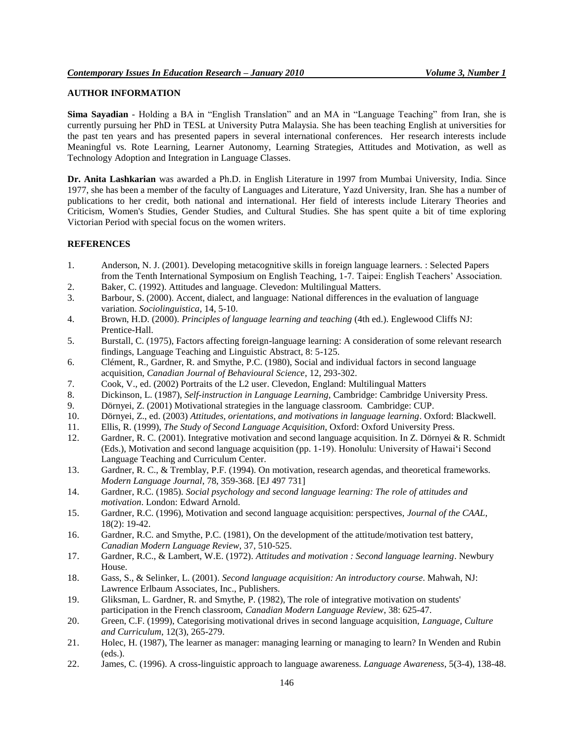## AUTHOR INFORMATION

**Sima Sayadian** - Holding a BA in "English Translation" and an MA in "Language Teaching" from Iran, she is currently pursuing her PhD in TESL at University Putra Malaysia. She has been teaching English at universities for the past ten years and has presented papers in several international conferences. Her research interests include Meaningful vs. Rote Learning, Learner Autonomy, Learning Strategies, Attitudes and Motivation, as well as Technology Adoption and Integration in Language Classes.

**Dr. Anita Lashkarian** was awarded a Ph.D. in English Literature in 1997 from Mumbai University, India. Since 1977, she has been a member of the faculty of Languages and Literature, Yazd University, Iran. She has a number of publications to her credit, both national and international. Her field of interests include Literary Theories and Criticism, Women's Studies, Gender Studies, and Cultural Studies. She has spent quite a bit of time exploring Victorian Period with special focus on the women writers.

## REFERENCES

1. Anderson, N. J. (2001). Developing metacognitive skills in foreign language learners. : Selected Papers from the Tenth International Symposium on English Teaching, 1-7. Taipei: English Teachers' Association.
2. Baker, C. (1992). Attitudes and language. Clevedon: Multilingual Matters.
3. Barbour, S. (2000). Accent, dialect, and language: National differences in the evaluation of language variation. *Sociolinguistica*, 14, 5-10.
4. Brown, H.D. (2000). *Principles of language learning and teaching* (4th ed.). Englewood Cliffs NJ: Prentice-Hall.
5. Burstall, C. (1975), Factors affecting foreign-language learning: A consideration of some relevant research findings, Language Teaching and Linguistic Abstract, 8: 5-125.
6. Clément, R., Gardner, R. and Smythe, P.C. (1980), Social and individual factors in second language acquisition, *Canadian Journal of Behavioural Science*, 12, 293-302.
7. Cook, V., ed. (2002) Portraits of the L2 user. Clevedon, England: Multilingual Matters
8. Dickinson, L. (1987), *Self-instruction in Language Learning*, Cambridge: Cambridge University Press.
9. Dörnyei, Z. (2001) Motivational strategies in the language classroom. Cambridge: CUP.
10. Dörnyei, Z., ed. (2003) *Attitudes, orientations, and motivations in language learning*. Oxford: Blackwell.
11. Ellis, R. (1999), *The Study of Second Language Acquisition*, Oxford: Oxford University Press.
12. Gardner, R. C. (2001). Integrative motivation and second language acquisition. In Z. Dörnyei & R. Schmidt (Eds.), Motivation and second language acquisition (pp. 1-19). Honolulu: University of Hawai'i Second Language Teaching and Curriculum Center.
13. Gardner, R. C., & Tremblay, P.F. (1994). On motivation, research agendas, and theoretical frameworks. *Modern Language Journal*, 78, 359-368. [EJ 497 731]
14. Gardner, R.C. (1985). *Social psychology and second language learning: The role of attitudes and motivation*. London: Edward Arnold.
15. Gardner, R.C. (1996), Motivation and second language acquisition: perspectives, *Journal of the CAAL*, 18(2): 19-42.
16. Gardner, R.C. and Smythe, P.C. (1981), On the development of the attitude/motivation test battery, *Canadian Modern Language Review*, 37, 510-525.
17. Gardner, R.C., & Lambert, W.E. (1972). *Attitudes and motivation : Second language learning*. Newbury House.
18. Gass, S., & Selinker, L. (2001). *Second language acquisition: An introductory course*. Mahwah, NJ: Lawrence Erlbaum Associates, Inc., Publishers.
19. Gliksman, L. Gardner, R. and Smythe, P. (1982), The role of integrative motivation on students' participation in the French classroom, *Canadian Modern Language Review*, 38: 625-47.
20. Green, C.F. (1999), Categorising motivational drives in second language acquisition, *Language, Culture and Curriculum*, 12(3), 265-279.
21. Holec, H. (1987), The learner as manager: managing learning or managing to learn? In Wenden and Rubin (eds.).
22. James, C. (1996). A cross-linguistic approach to language awareness. *Language Awareness*, 5(3-4), 138-48.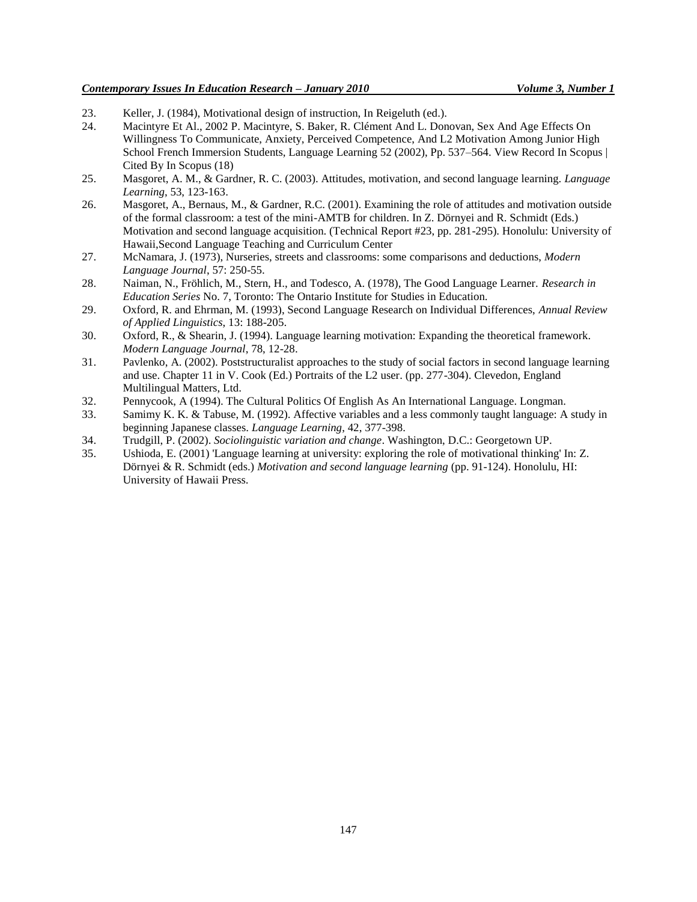23. Keller, J. (1984), Motivational design of instruction, In Reigeluth (ed.).
24. Macintyre Et Al., 2002 P. Macintyre, S. Baker, R. Clément And L. Donovan, Sex And Age Effects On Willingness To Communicate, Anxiety, Perceived Competence, And L2 Motivation Among Junior High School French Immersion Students, Language Learning 52 (2002), Pp. 537–564. View Record In Scopus | Cited By In Scopus (18)
25. Masgoret, A. M., & Gardner, R. C. (2003). Attitudes, motivation, and second language learning. *Language Learning*, 53, 123-163.
26. Masgoret, A., Bernaus, M., & Gardner, R.C. (2001). Examining the role of attitudes and motivation outside of the formal classroom: a test of the mini-AMTB for children. In Z. Dörnyei and R. Schmidt (Eds.) Motivation and second language acquisition. (Technical Report #23, pp. 281-295). Honolulu: University of Hawaii,Second Language Teaching and Curriculum Center
27. McNamara, J. (1973), Nurseries, streets and classrooms: some comparisons and deductions, *Modern Language Journal*, 57: 250-55.
28. Naiman, N., Fröhlich, M., Stern, H., and Todesco, A. (1978), The Good Language Learner. *Research in Education Series* No. 7, Toronto: The Ontario Institute for Studies in Education.
29. Oxford, R. and Ehrman, M. (1993), Second Language Research on Individual Differences, *Annual Review of Applied Linguistics*, 13: 188-205.
30. Oxford, R., & Shearin, J. (1994). Language learning motivation: Expanding the theoretical framework. *Modern Language Journal*, 78, 12-28.
31. Pavlenko, A. (2002). Poststructuralist approaches to the study of social factors in second language learning and use. Chapter 11 in V. Cook (Ed.) Portraits of the L2 user. (pp. 277-304). Clevedon, England Multilingual Matters, Ltd.
32. Pennycook, A (1994). The Cultural Politics Of English As An International Language. Longman.
33. Samimy K. K. & Tabuse, M. (1992). Affective variables and a less commonly taught language: A study in beginning Japanese classes. *Language Learning*, 42, 377-398.
34. Trudgill, P. (2002). *Sociolinguistic variation and change*. Washington, D.C.: Georgetown UP.
35. Ushioda, E. (2001) 'Language learning at university: exploring the role of motivational thinking' In: Z. Dörnyei & R. Schmidt (eds.) *Motivation and second language learning* (pp. 91-124). Honolulu, HI: University of Hawaii Press.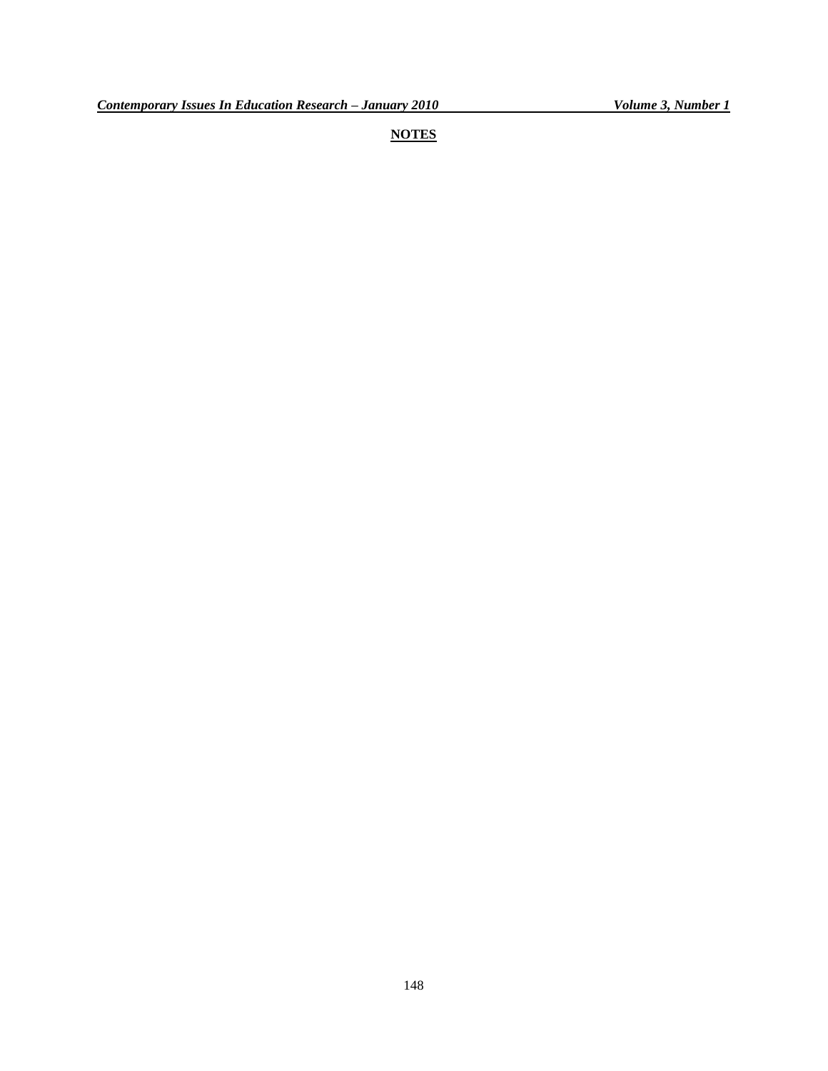**NOTES**